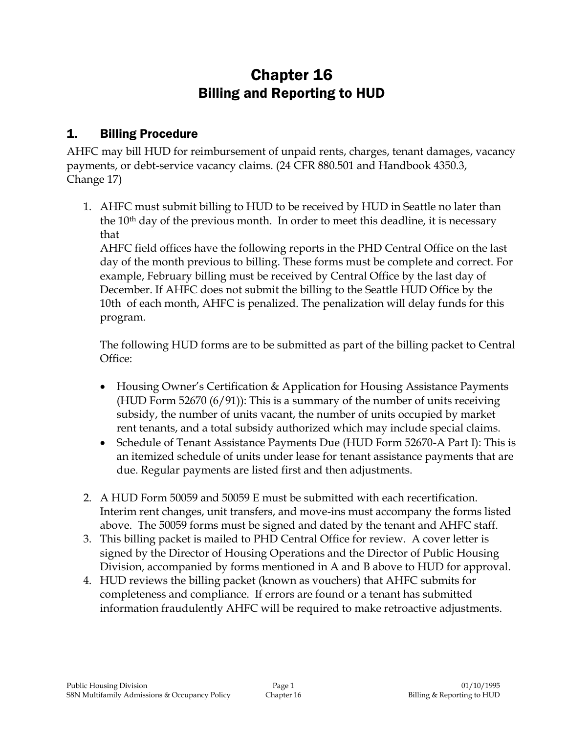# Chapter 16
## Billing and Reporting to HUD

### 1. Billing Procedure

AHFC may bill HUD for reimbursement of unpaid rents, charges, tenant damages, vacancy payments, or debt-service vacancy claims. (24 CFR 880.501 and Handbook 4350.3, Change 17)

1. AHFC must submit billing to HUD to be received by HUD in Seattle no later than the 10th day of the previous month. In order to meet this deadline, it is necessary that
   AHFC field offices have the following reports in the PHD Central Office on the last day of the month previous to billing. These forms must be complete and correct. For example, February billing must be received by Central Office by the last day of December. If AHFC does not submit the billing to the Seattle HUD Office by the 10th of each month, AHFC is penalized. The penalization will delay funds for this program.

   The following HUD forms are to be submitted as part of the billing packet to Central Office:

   - Housing Owner's Certification & Application for Housing Assistance Payments (HUD Form 52670 (6/91)): This is a summary of the number of units receiving subsidy, the number of units vacant, the number of units occupied by market rent tenants, and a total subsidy authorized which may include special claims.
   - Schedule of Tenant Assistance Payments Due (HUD Form 52670-A Part I): This is an itemized schedule of units under lease for tenant assistance payments that are due. Regular payments are listed first and then adjustments.

2. A HUD Form 50059 and 50059 E must be submitted with each recertification. Interim rent changes, unit transfers, and move-ins must accompany the forms listed above. The 50059 forms must be signed and dated by the tenant and AHFC staff.
3. This billing packet is mailed to PHD Central Office for review. A cover letter is signed by the Director of Housing Operations and the Director of Public Housing Division, accompanied by forms mentioned in A and B above to HUD for approval.
4. HUD reviews the billing packet (known as vouchers) that AHFC submits for completeness and compliance. If errors are found or a tenant has submitted information fraudulently AHFC will be required to make retroactive adjustments.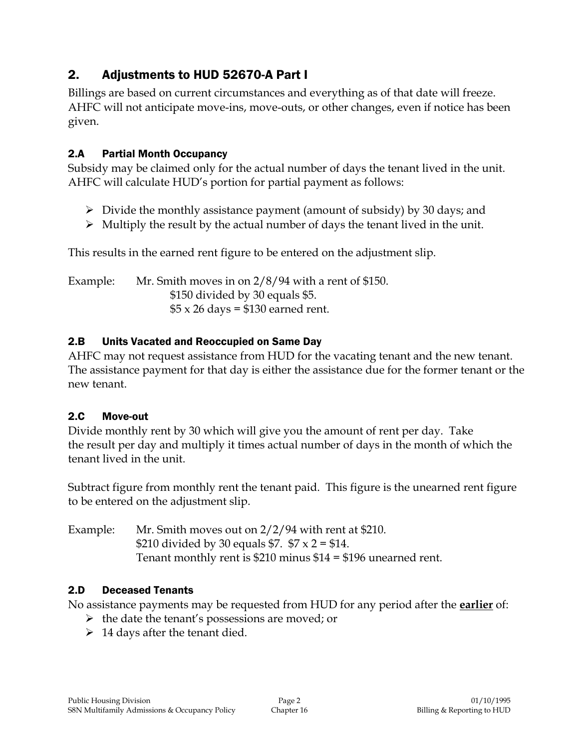## 2. Adjustments to HUD 52670-A Part I

Billings are based on current circumstances and everything as of that date will freeze. AHFC will not anticipate move-ins, move-outs, or other changes, even if notice has been given.

### 2.A Partial Month Occupancy

Subsidy may be claimed only for the actual number of days the tenant lived in the unit. AHFC will calculate HUD's portion for partial payment as follows:

- Divide the monthly assistance payment (amount of subsidy) by 30 days; and
- Multiply the result by the actual number of days the tenant lived in the unit.

This results in the earned rent figure to be entered on the adjustment slip.

Example: Mr. Smith moves in on 2/8/94 with a rent of $150.
$150 divided by 30 equals $5.
$5 x 26 days = $130 earned rent.

### 2.B Units Vacated and Reoccupied on Same Day

AHFC may not request assistance from HUD for the vacating tenant and the new tenant. The assistance payment for that day is either the assistance due for the former tenant or the new tenant.

### 2.C Move-out

Divide monthly rent by 30 which will give you the amount of rent per day. Take the result per day and multiply it times actual number of days in the month of which the tenant lived in the unit.

Subtract figure from monthly rent the tenant paid. This figure is the unearned rent figure to be entered on the adjustment slip.

Example: Mr. Smith moves out on 2/2/94 with rent at $210.
$210 divided by 30 equals $7. $7 x 2 = $14.
Tenant monthly rent is $210 minus $14 = $196 unearned rent.

### 2.D Deceased Tenants

No assistance payments may be requested from HUD for any period after the **earlier** of:

- the date the tenant's possessions are moved; or
- 14 days after the tenant died.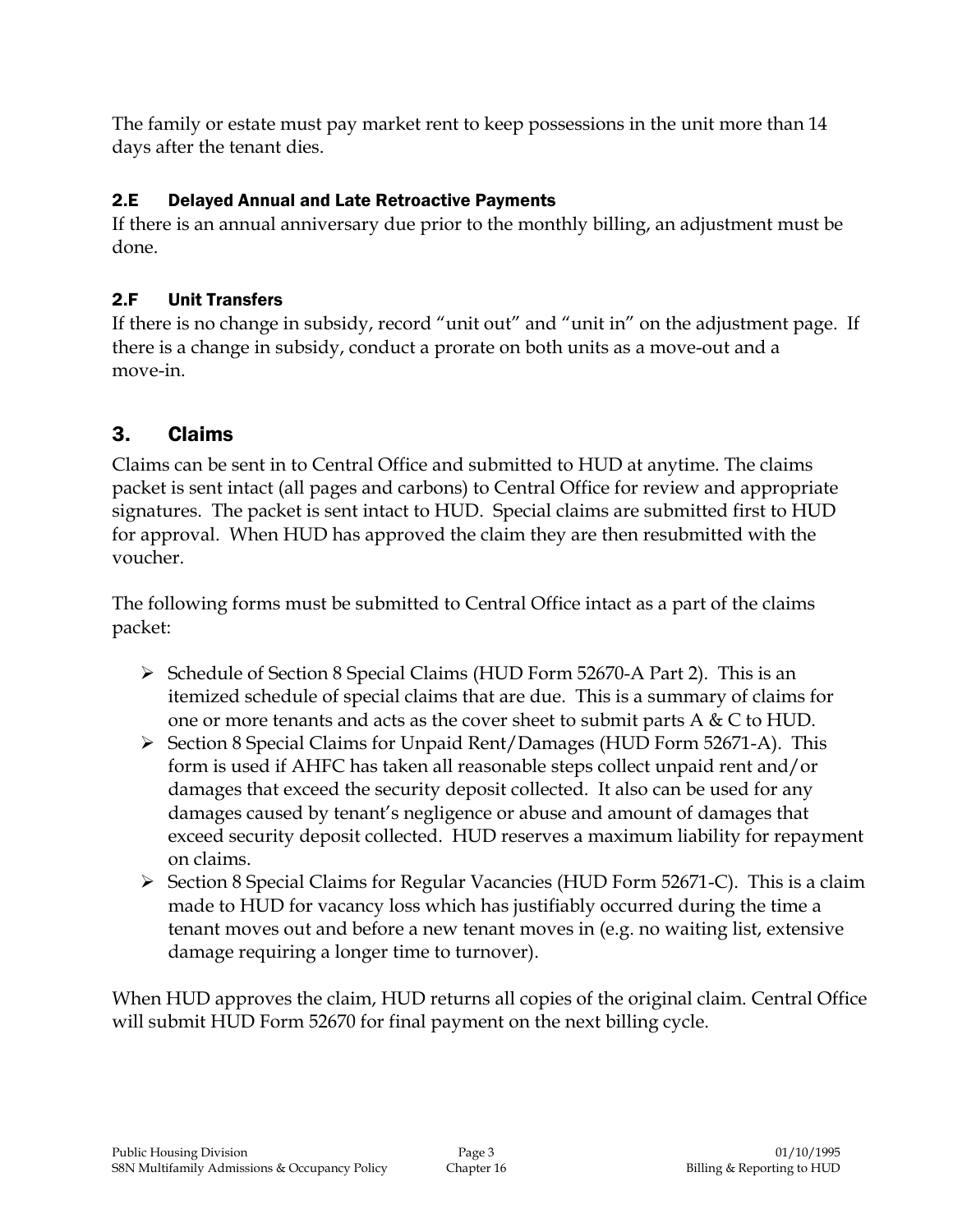The family or estate must pay market rent to keep possessions in the unit more than 14 days after the tenant dies.

### 2.E Delayed Annual and Late Retroactive Payments

If there is an annual anniversary due prior to the monthly billing, an adjustment must be done.

### 2.F Unit Transfers

If there is no change in subsidy, record "unit out" and "unit in" on the adjustment page. If there is a change in subsidy, conduct a prorate on both units as a move-out and a move-in.

## 3. Claims

Claims can be sent in to Central Office and submitted to HUD at anytime. The claims packet is sent intact (all pages and carbons) to Central Office for review and appropriate signatures. The packet is sent intact to HUD. Special claims are submitted first to HUD for approval. When HUD has approved the claim they are then resubmitted with the voucher.

The following forms must be submitted to Central Office intact as a part of the claims packet:

- Schedule of Section 8 Special Claims (HUD Form 52670-A Part 2). This is an itemized schedule of special claims that are due. This is a summary of claims for one or more tenants and acts as the cover sheet to submit parts A & C to HUD.
- Section 8 Special Claims for Unpaid Rent/Damages (HUD Form 52671-A). This form is used if AHFC has taken all reasonable steps collect unpaid rent and/or damages that exceed the security deposit collected. It also can be used for any damages caused by tenant's negligence or abuse and amount of damages that exceed security deposit collected. HUD reserves a maximum liability for repayment on claims.
- Section 8 Special Claims for Regular Vacancies (HUD Form 52671-C). This is a claim made to HUD for vacancy loss which has justifiably occurred during the time a tenant moves out and before a new tenant moves in (e.g. no waiting list, extensive damage requiring a longer time to turnover).

When HUD approves the claim, HUD returns all copies of the original claim. Central Office will submit HUD Form 52670 for final payment on the next billing cycle.